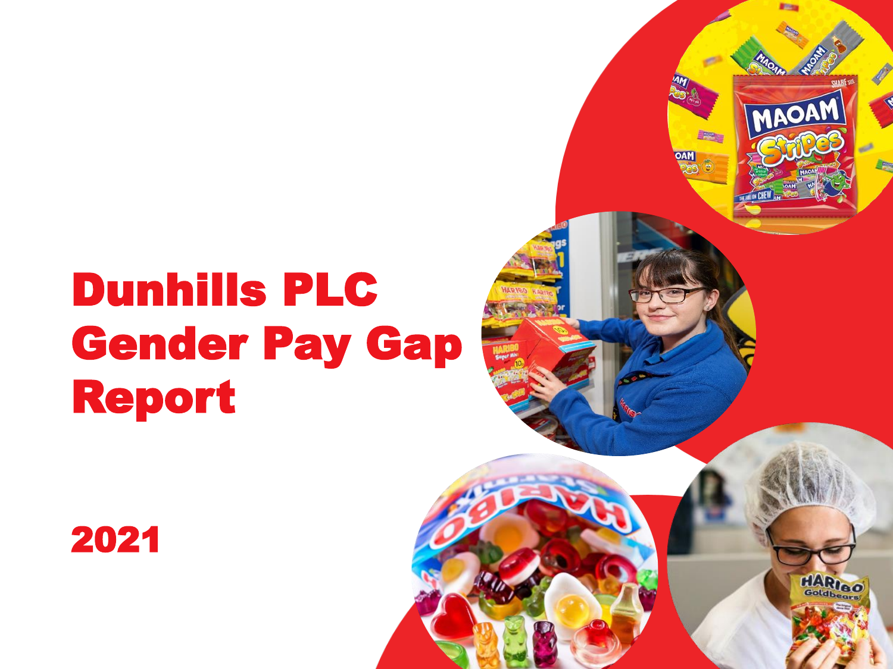# Dunhills PLC Gender Pay Gap Report

## 2021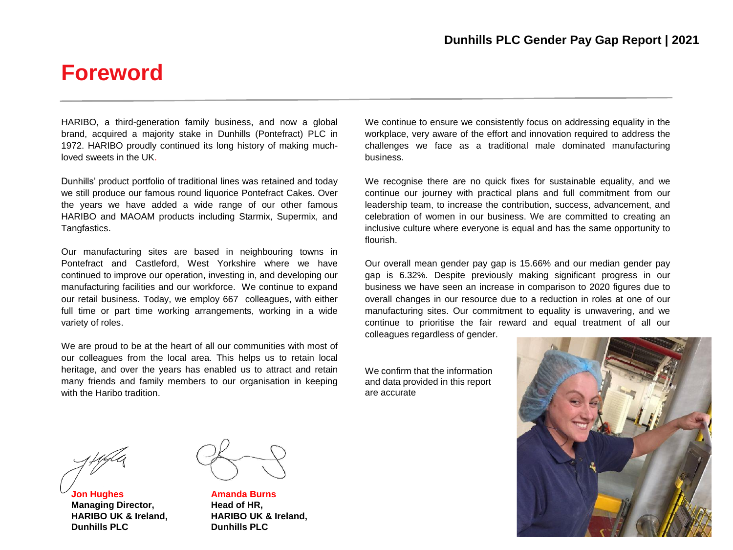# Foreword

HARIBO, a third-generation family business, and now a global brand, acquired a majority stake in Dunhills (Pontefract) PLC in 1972. HARIBO proudly continued its long history of making much-loved sweets in the UK.

Dunhills' product portfolio of traditional lines was retained and today we still produce our famous round liquorice Pontefract Cakes. Over the years we have added a wide range of our other famous HARIBO and MAOAM products including Starmix, Supermix, and Tangfastics.

Our manufacturing sites are based in neighbouring towns in Pontefract and Castleford, West Yorkshire where we have continued to improve our operation, investing in, and developing our manufacturing facilities and our workforce. We continue to expand our retail business. Today, we employ 667 colleagues, with either full time or part time working arrangements, working in a wide variety of roles.

We are proud to be at the heart of all our communities with most of our colleagues from the local area. This helps us to retain local heritage, and over the years has enabled us to attract and retain many friends and family members to our organisation in keeping with the Haribo tradition.

We continue to ensure we consistently focus on addressing equality in the workplace, very aware of the effort and innovation required to address the challenges we face as a traditional male dominated manufacturing business.

We recognise there are no quick fixes for sustainable equality, and we continue our journey with practical plans and full commitment from our leadership team, to increase the contribution, success, advancement, and celebration of women in our business. We are committed to creating an inclusive culture where everyone is equal and has the same opportunity to flourish.

Our overall mean gender pay gap is 15.66% and our median gender pay gap is 6.32%. Despite previously making significant progress in our business we have seen an increase in comparison to 2020 figures due to overall changes in our resource due to a reduction in roles at one of our manufacturing sites. Our commitment to equality is unwavering, and we continue to prioritise the fair reward and equal treatment of all our colleagues regardless of gender.

We confirm that the information and data provided in this report are accurate

**Jon Hughes**
**Managing Director,**
**HARIBO UK & Ireland,**
**Dunhills PLC**

**Amanda Burns**
**Head of HR,**
**HARIBO UK & Ireland,**
**Dunhills PLC**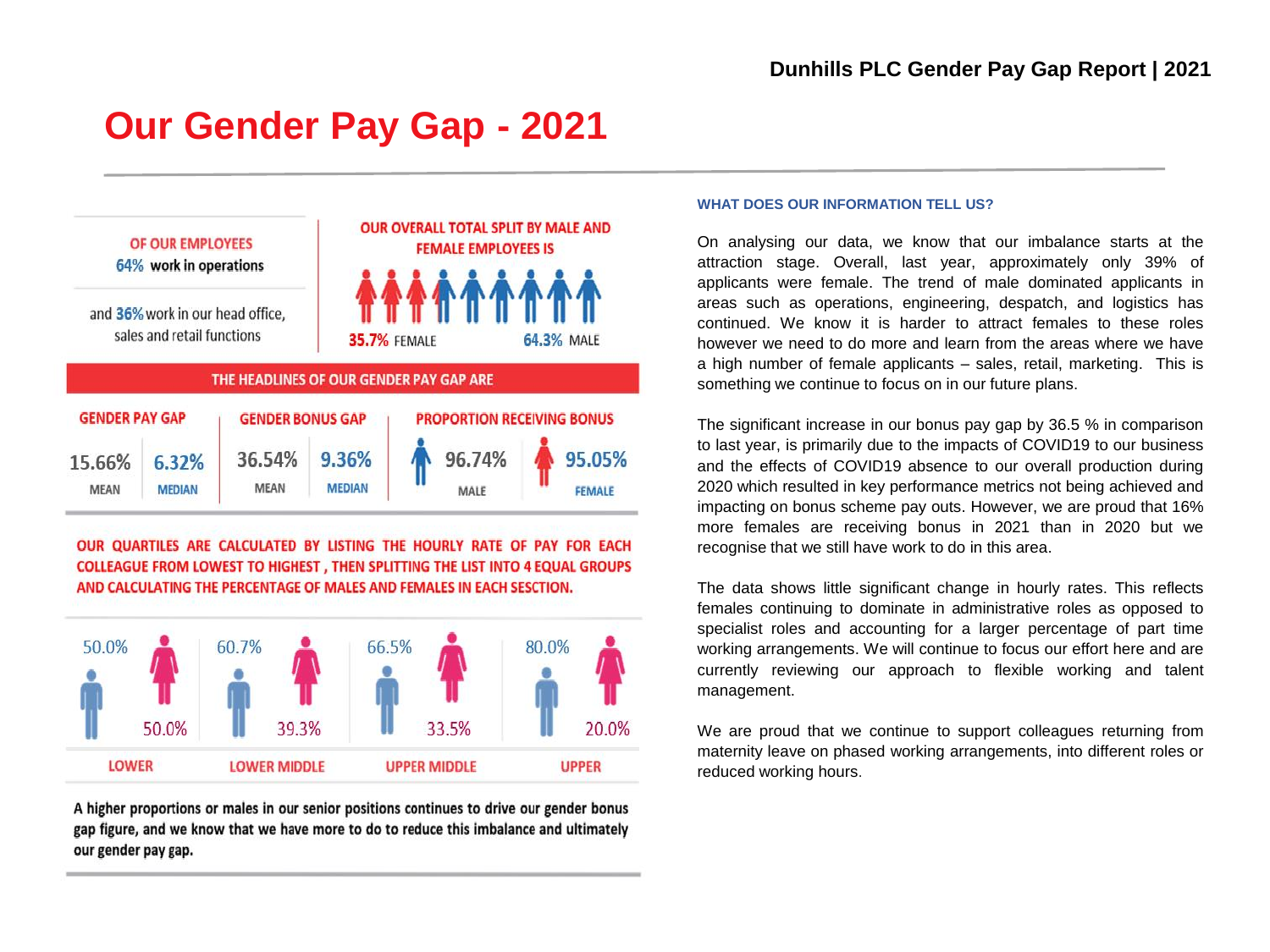# Our Gender Pay Gap - 2021

OF OUR EMPLOYEES
64% work in operations

and 36% work in our head office, sales and retail functions

OUR OVERALL TOTAL SPLIT BY MALE AND FEMALE EMPLOYEES IS

35.7% FEMALE

64.3% MALE

## THE HEADLINES OF OUR GENDER PAY GAP ARE

| GENDER PAY GAP | | GENDER BONUS GAP | | PROPORTION RECEIVING BONUS | |
|---|---|---|---|---|---|
| 15.66% | 6.32% | 36.54% | 9.36% | 96.74% | 95.05% |
| MEAN | MEDIAN | MEAN | MEDIAN | MALE | FEMALE |

OUR QUARTILES ARE CALCULATED BY LISTING THE HOURLY RATE OF PAY FOR EACH COLLEAGUE FROM LOWEST TO HIGHEST , THEN SPLITTING THE LIST INTO 4 EQUAL GROUPS AND CALCULATING THE PERCENTAGE OF MALES AND FEMALES IN EACH SESCTION.

| | LOWER | LOWER MIDDLE | UPPER MIDDLE | UPPER |
|---|---|---|---|---|
| Male | 50.0% | 60.7% | 66.5% | 80.0% |
| Female | 50.0% | 39.3% | 33.5% | 20.0% |

A higher proportions or males in our senior positions continues to drive our gender bonus gap figure, and we know that we have more to do to reduce this imbalance and ultimately our gender pay gap.

### WHAT DOES OUR INFORMATION TELL US?

On analysing our data, we know that our imbalance starts at the attraction stage. Overall, last year, approximately only 39% of applicants were female. The trend of male dominated applicants in areas such as operations, engineering, despatch, and logistics has continued. We know it is harder to attract females to these roles however we need to do more and learn from the areas where we have a high number of female applicants – sales, retail, marketing. This is something we continue to focus on in our future plans.

The significant increase in our bonus pay gap by 36.5 % in comparison to last year, is primarily due to the impacts of COVID19 to our business and the effects of COVID19 absence to our overall production during 2020 which resulted in key performance metrics not being achieved and impacting on bonus scheme pay outs. However, we are proud that 16% more females are receiving bonus in 2021 than in 2020 but we recognise that we still have work to do in this area.

The data shows little significant change in hourly rates. This reflects females continuing to dominate in administrative roles as opposed to specialist roles and accounting for a larger percentage of part time working arrangements. We will continue to focus our effort here and are currently reviewing our approach to flexible working and talent management.

We are proud that we continue to support colleagues returning from maternity leave on phased working arrangements, into different roles or reduced working hours.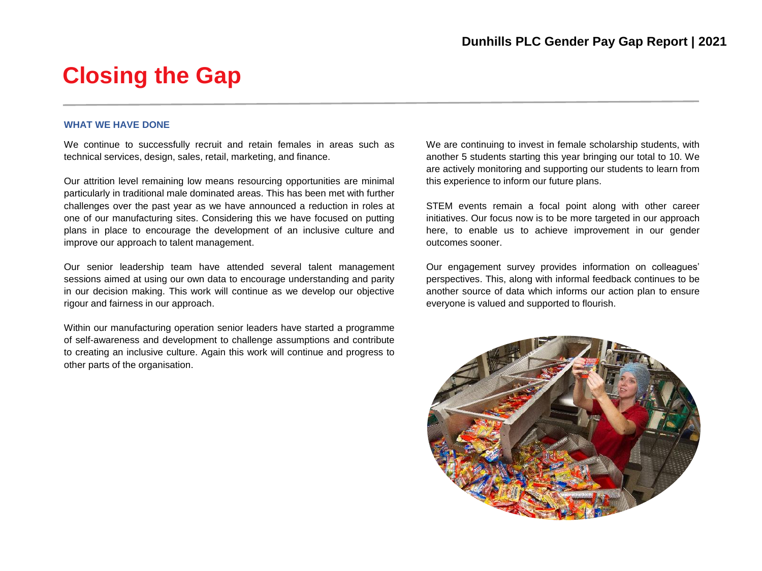# Closing the Gap

### WHAT WE HAVE DONE

We continue to successfully recruit and retain females in areas such as technical services, design, sales, retail, marketing, and finance.

Our attrition level remaining low means resourcing opportunities are minimal particularly in traditional male dominated areas. This has been met with further challenges over the past year as we have announced a reduction in roles at one of our manufacturing sites. Considering this we have focused on putting plans in place to encourage the development of an inclusive culture and improve our approach to talent management.

Our senior leadership team have attended several talent management sessions aimed at using our own data to encourage understanding and parity in our decision making. This work will continue as we develop our objective rigour and fairness in our approach.

Within our manufacturing operation senior leaders have started a programme of self-awareness and development to challenge assumptions and contribute to creating an inclusive culture. Again this work will continue and progress to other parts of the organisation.

We are continuing to invest in female scholarship students, with another 5 students starting this year bringing our total to 10. We are actively monitoring and supporting our students to learn from this experience to inform our future plans.

STEM events remain a focal point along with other career initiatives. Our focus now is to be more targeted in our approach here, to enable us to achieve improvement in our gender outcomes sooner.

Our engagement survey provides information on colleagues' perspectives. This, along with informal feedback continues to be another source of data which informs our action plan to ensure everyone is valued and supported to flourish.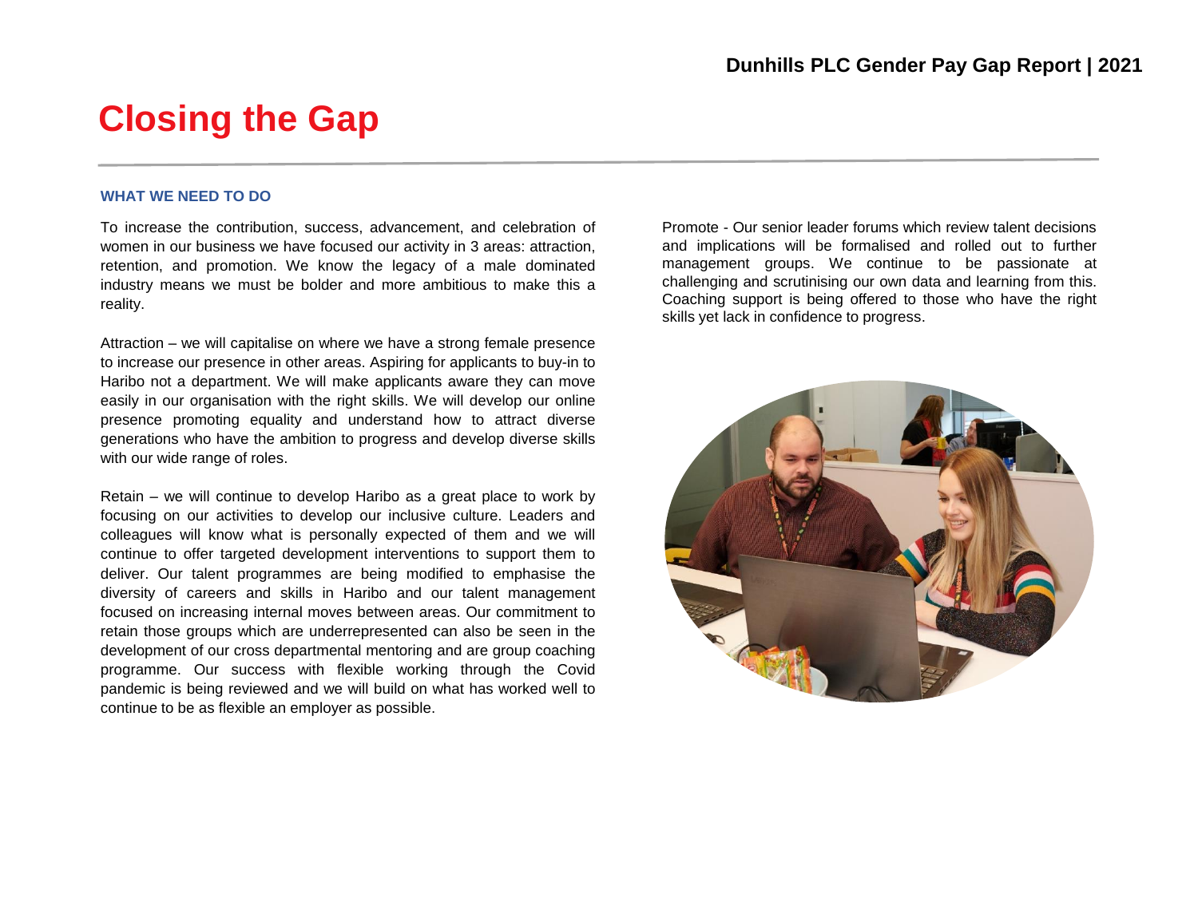# Closing the Gap

## WHAT WE NEED TO DO

To increase the contribution, success, advancement, and celebration of women in our business we have focused our activity in 3 areas: attraction, retention, and promotion. We know the legacy of a male dominated industry means we must be bolder and more ambitious to make this a reality.

Attraction – we will capitalise on where we have a strong female presence to increase our presence in other areas. Aspiring for applicants to buy-in to Haribo not a department. We will make applicants aware they can move easily in our organisation with the right skills. We will develop our online presence promoting equality and understand how to attract diverse generations who have the ambition to progress and develop diverse skills with our wide range of roles.

Retain – we will continue to develop Haribo as a great place to work by focusing on our activities to develop our inclusive culture. Leaders and colleagues will know what is personally expected of them and we will continue to offer targeted development interventions to support them to deliver. Our talent programmes are being modified to emphasise the diversity of careers and skills in Haribo and our talent management focused on increasing internal moves between areas. Our commitment to retain those groups which are underrepresented can also be seen in the development of our cross departmental mentoring and are group coaching programme. Our success with flexible working through the Covid pandemic is being reviewed and we will build on what has worked well to continue to be as flexible an employer as possible.

Promote - Our senior leader forums which review talent decisions and implications will be formalised and rolled out to further management groups. We continue to be passionate at challenging and scrutinising our own data and learning from this. Coaching support is being offered to those who have the right skills yet lack in confidence to progress.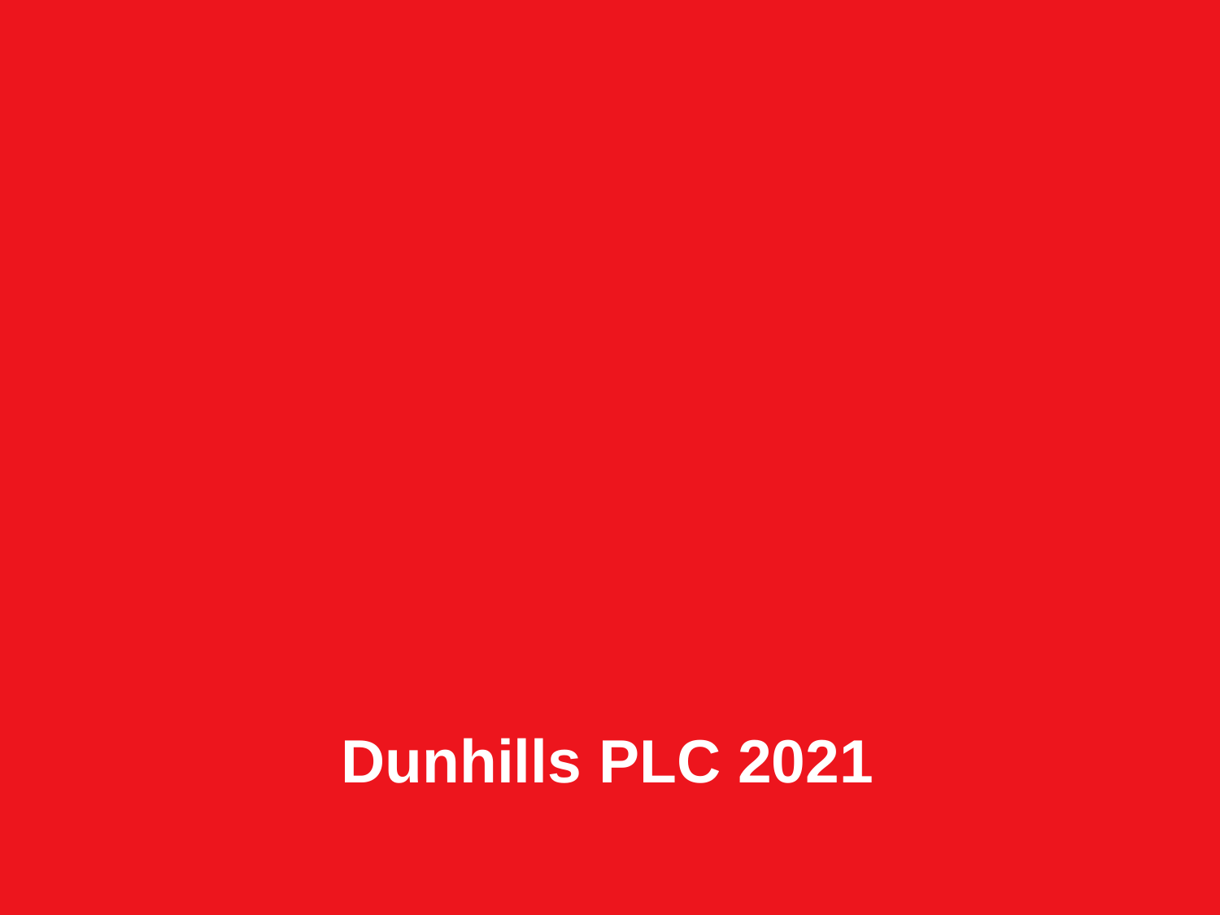**Dunhills PLC 2021**